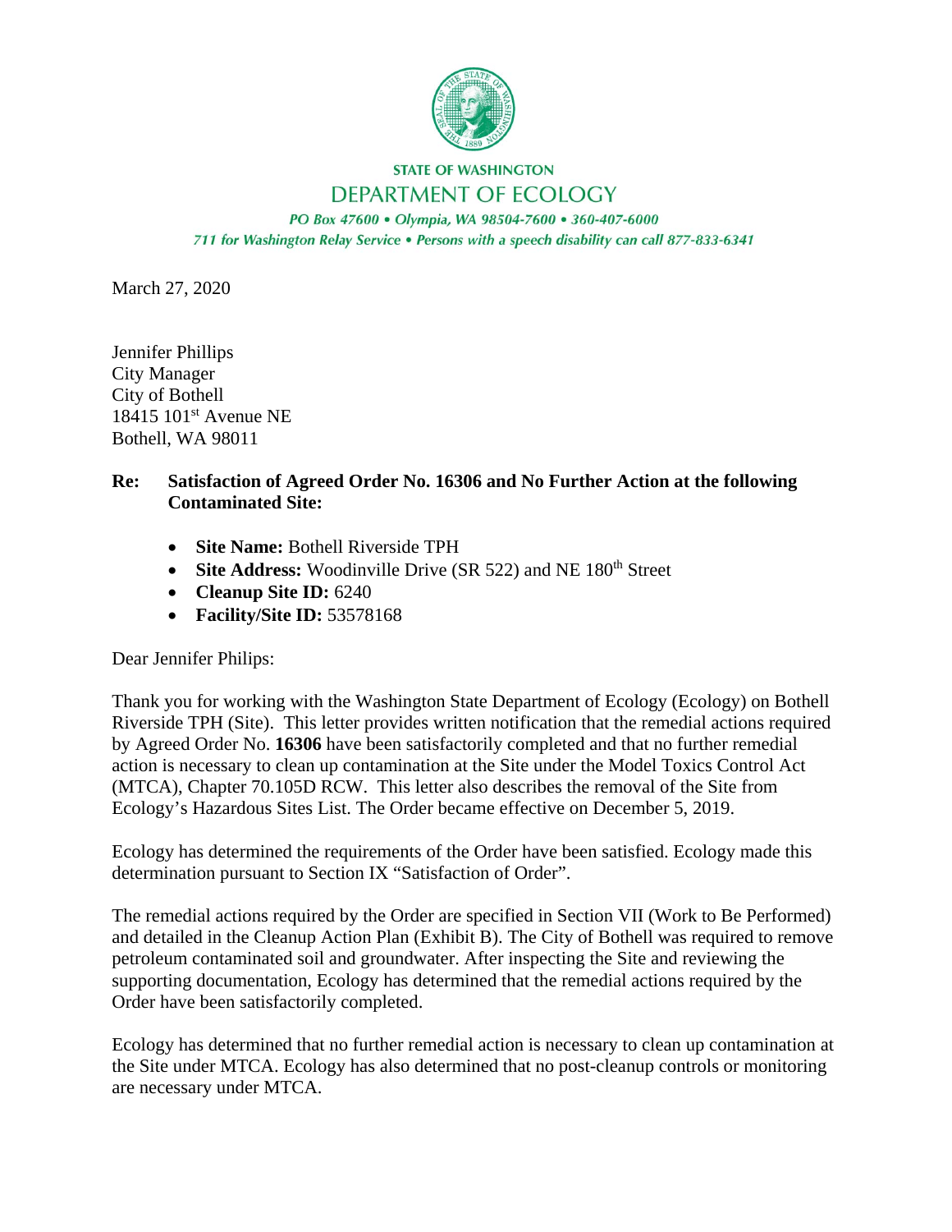STATE OF WASHINGTON

DEPARTMENT OF ECOLOGY

*PO Box 47600 • Olympia, WA 98504-7600 • 360-407-6000*

*711 for Washington Relay Service • Persons with a speech disability can call 877-833-6341*

March 27, 2020

Jennifer Phillips
City Manager
City of Bothell
18415 101st Avenue NE
Bothell, WA 98011

**Re: Satisfaction of Agreed Order No. 16306 and No Further Action at the following Contaminated Site:**

- **Site Name:** Bothell Riverside TPH
- **Site Address:** Woodinville Drive (SR 522) and NE 180th Street
- **Cleanup Site ID:** 6240
- **Facility/Site ID:** 53578168

Dear Jennifer Philips:

Thank you for working with the Washington State Department of Ecology (Ecology) on Bothell Riverside TPH (Site). This letter provides written notification that the remedial actions required by Agreed Order No. **16306** have been satisfactorily completed and that no further remedial action is necessary to clean up contamination at the Site under the Model Toxics Control Act (MTCA), Chapter 70.105D RCW. This letter also describes the removal of the Site from Ecology's Hazardous Sites List. The Order became effective on December 5, 2019.

Ecology has determined the requirements of the Order have been satisfied. Ecology made this determination pursuant to Section IX "Satisfaction of Order".

The remedial actions required by the Order are specified in Section VII (Work to Be Performed) and detailed in the Cleanup Action Plan (Exhibit B). The City of Bothell was required to remove petroleum contaminated soil and groundwater. After inspecting the Site and reviewing the supporting documentation, Ecology has determined that the remedial actions required by the Order have been satisfactorily completed.

Ecology has determined that no further remedial action is necessary to clean up contamination at the Site under MTCA. Ecology has also determined that no post-cleanup controls or monitoring are necessary under MTCA.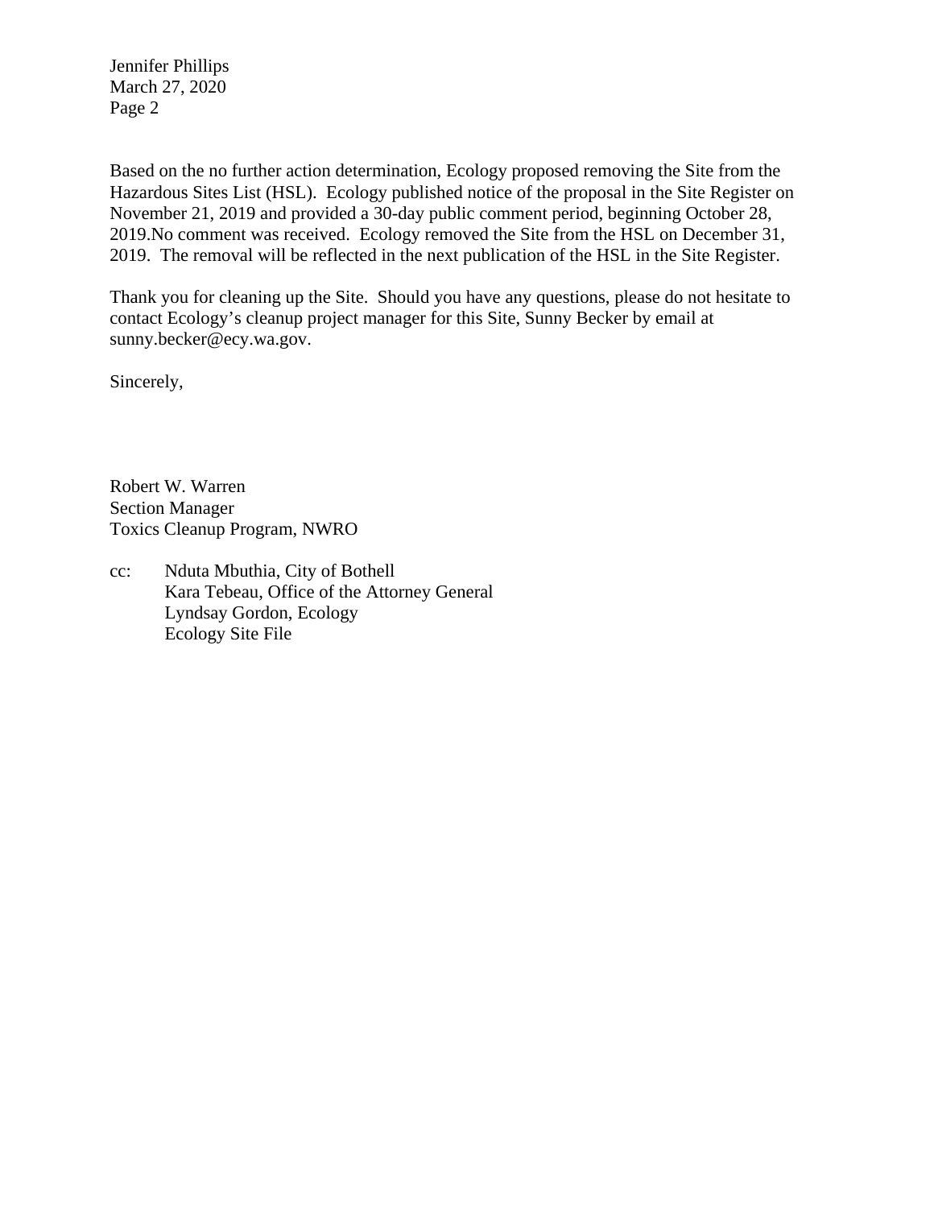Based on the no further action determination, Ecology proposed removing the Site from the Hazardous Sites List (HSL). Ecology published notice of the proposal in the Site Register on November 21, 2019 and provided a 30-day public comment period, beginning October 28, 2019.No comment was received. Ecology removed the Site from the HSL on December 31, 2019. The removal will be reflected in the next publication of the HSL in the Site Register.

Thank you for cleaning up the Site. Should you have any questions, please do not hesitate to contact Ecology's cleanup project manager for this Site, Sunny Becker by email at sunny.becker@ecy.wa.gov.

Sincerely,

Robert W. Warren  
Section Manager  
Toxics Cleanup Program, NWRO

cc: Nduta Mbuthia, City of Bothell  
Kara Tebeau, Office of the Attorney General  
Lyndsay Gordon, Ecology  
Ecology Site File